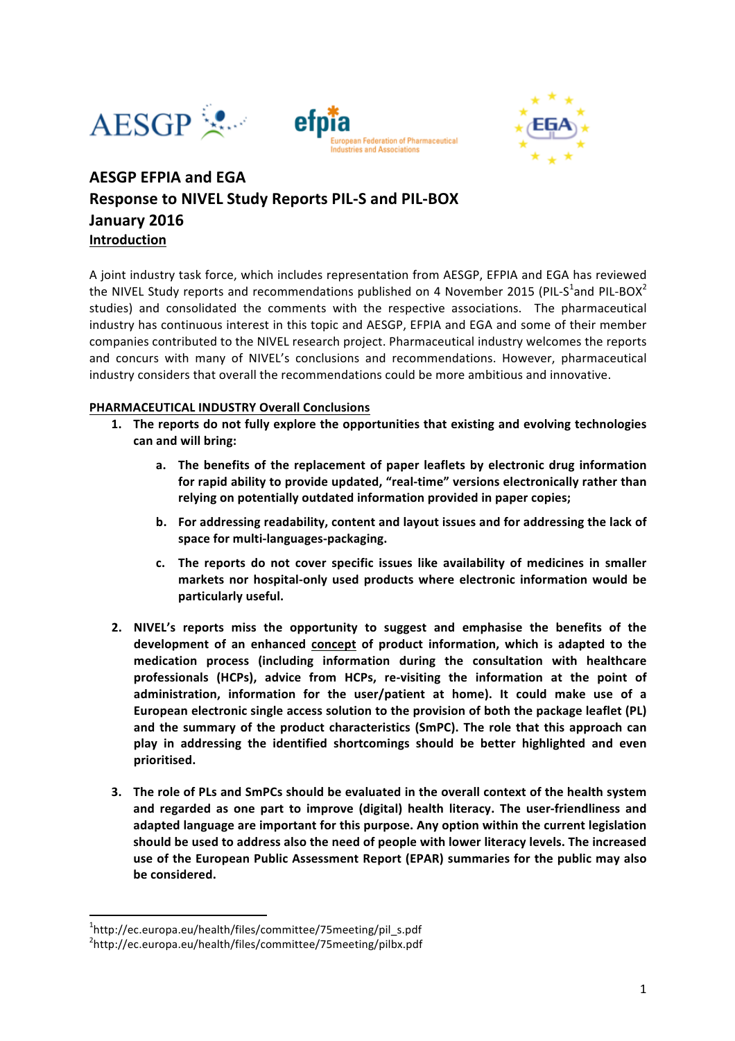# AESGP EFPIA and EGA
# Response to NIVEL Study Reports PIL-S and PIL-BOX
# January 2016

## Introduction

A joint industry task force, which includes representation from AESGP, EFPIA and EGA has reviewed the NIVEL Study reports and recommendations published on 4 November 2015 (PIL-S[1] and PIL-BOX[2] studies) and consolidated the comments with the respective associations. The pharmaceutical industry has continuous interest in this topic and AESGP, EFPIA and EGA and some of their member companies contributed to the NIVEL research project. Pharmaceutical industry welcomes the reports and concurs with many of NIVEL's conclusions and recommendations. However, pharmaceutical industry considers that overall the recommendations could be more ambitious and innovative.

## PHARMACEUTICAL INDUSTRY Overall Conclusions

1. **The reports do not fully explore the opportunities that existing and evolving technologies can and will bring:**

   a. **The benefits of the replacement of paper leaflets by electronic drug information for rapid ability to provide updated, "real-time" versions electronically rather than relying on potentially outdated information provided in paper copies;**

   b. **For addressing readability, content and layout issues and for addressing the lack of space for multi-languages-packaging.**

   c. **The reports do not cover specific issues like availability of medicines in smaller markets nor hospital-only used products where electronic information would be particularly useful.**

2. **NIVEL's reports miss the opportunity to suggest and emphasise the benefits of the development of an enhanced concept of product information, which is adapted to the medication process (including information during the consultation with healthcare professionals (HCPs), advice from HCPs, re-visiting the information at the point of administration, information for the user/patient at home). It could make use of a European electronic single access solution to the provision of both the package leaflet (PL) and the summary of the product characteristics (SmPC). The role that this approach can play in addressing the identified shortcomings should be better highlighted and even prioritised.**

3. **The role of PLs and SmPCs should be evaluated in the overall context of the health system and regarded as one part to improve (digital) health literacy. The user-friendliness and adapted language are important for this purpose. Any option within the current legislation should be used to address also the need of people with lower literacy levels. The increased use of the European Public Assessment Report (EPAR) summaries for the public may also be considered.**

---

[1] http://ec.europa.eu/health/files/committee/75meeting/pil_s.pdf

[2] http://ec.europa.eu/health/files/committee/75meeting/pilbx.pdf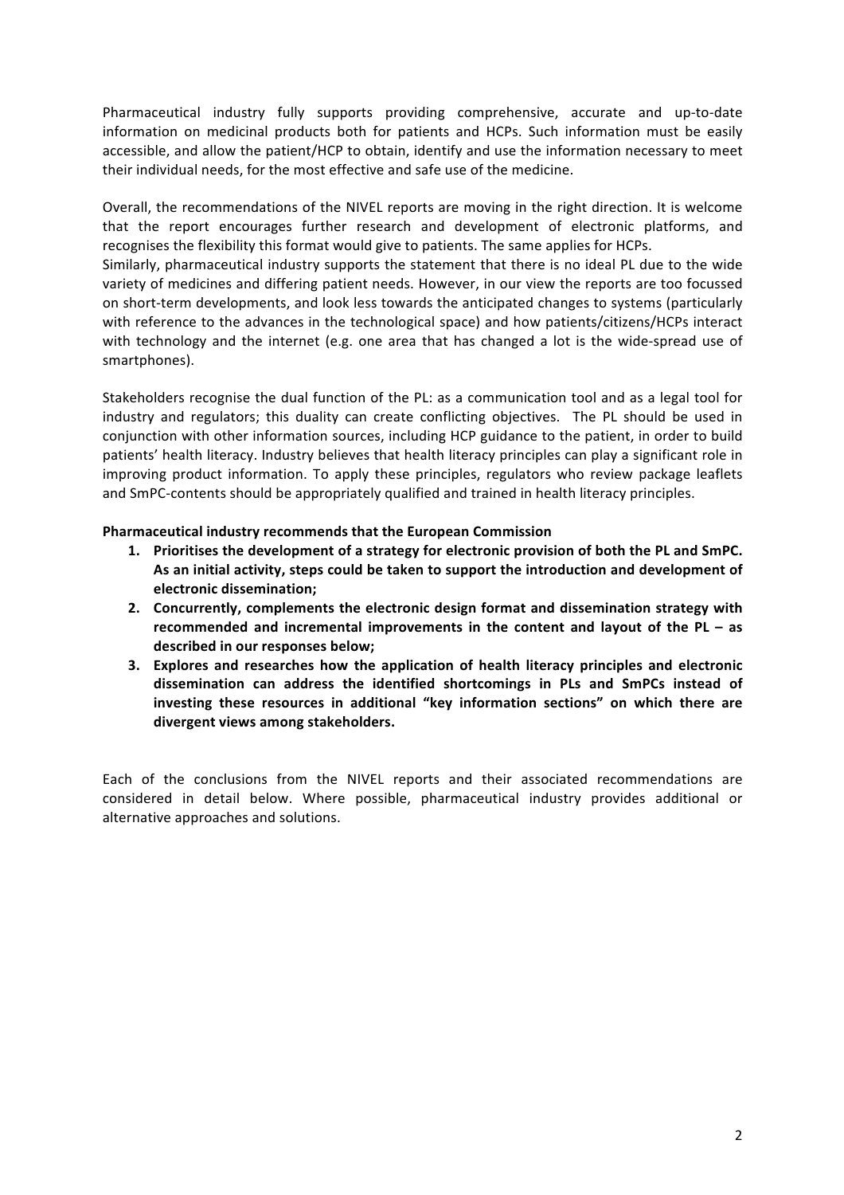Pharmaceutical industry fully supports providing comprehensive, accurate and up-to-date information on medicinal products both for patients and HCPs. Such information must be easily accessible, and allow the patient/HCP to obtain, identify and use the information necessary to meet their individual needs, for the most effective and safe use of the medicine.

Overall, the recommendations of the NIVEL reports are moving in the right direction. It is welcome that the report encourages further research and development of electronic platforms, and recognises the flexibility this format would give to patients. The same applies for HCPs.
Similarly, pharmaceutical industry supports the statement that there is no ideal PL due to the wide variety of medicines and differing patient needs. However, in our view the reports are too focussed on short-term developments, and look less towards the anticipated changes to systems (particularly with reference to the advances in the technological space) and how patients/citizens/HCPs interact with technology and the internet (e.g. one area that has changed a lot is the wide-spread use of smartphones).

Stakeholders recognise the dual function of the PL: as a communication tool and as a legal tool for industry and regulators; this duality can create conflicting objectives. The PL should be used in conjunction with other information sources, including HCP guidance to the patient, in order to build patients' health literacy. Industry believes that health literacy principles can play a significant role in improving product information. To apply these principles, regulators who review package leaflets and SmPC-contents should be appropriately qualified and trained in health literacy principles.

**Pharmaceutical industry recommends that the European Commission**

1. **Prioritises the development of a strategy for electronic provision of both the PL and SmPC. As an initial activity, steps could be taken to support the introduction and development of electronic dissemination;**
2. **Concurrently, complements the electronic design format and dissemination strategy with recommended and incremental improvements in the content and layout of the PL – as described in our responses below;**
3. **Explores and researches how the application of health literacy principles and electronic dissemination can address the identified shortcomings in PLs and SmPCs instead of investing these resources in additional "key information sections" on which there are divergent views among stakeholders.**

Each of the conclusions from the NIVEL reports and their associated recommendations are considered in detail below. Where possible, pharmaceutical industry provides additional or alternative approaches and solutions.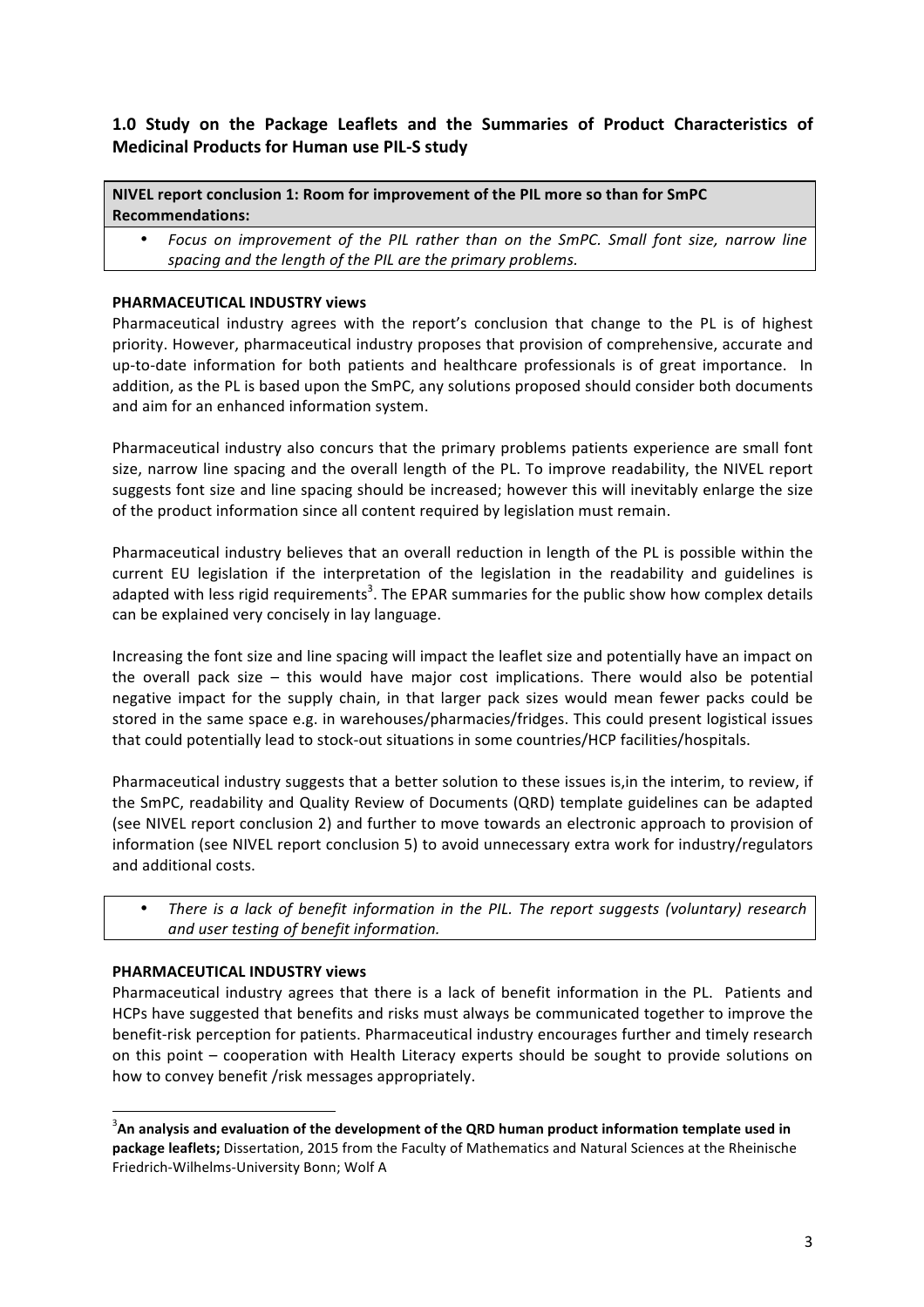## 1.0 Study on the Package Leaflets and the Summaries of Product Characteristics of Medicinal Products for Human use PIL-S study

**NIVEL report conclusion 1: Room for improvement of the PIL more so than for SmPC Recommendations:**

- *Focus on improvement of the PIL rather than on the SmPC. Small font size, narrow line spacing and the length of the PIL are the primary problems.*

**PHARMACEUTICAL INDUSTRY views**

Pharmaceutical industry agrees with the report's conclusion that change to the PL is of highest priority. However, pharmaceutical industry proposes that provision of comprehensive, accurate and up-to-date information for both patients and healthcare professionals is of great importance. In addition, as the PL is based upon the SmPC, any solutions proposed should consider both documents and aim for an enhanced information system.

Pharmaceutical industry also concurs that the primary problems patients experience are small font size, narrow line spacing and the overall length of the PL. To improve readability, the NIVEL report suggests font size and line spacing should be increased; however this will inevitably enlarge the size of the product information since all content required by legislation must remain.

Pharmaceutical industry believes that an overall reduction in length of the PL is possible within the current EU legislation if the interpretation of the legislation in the readability and guidelines is adapted with less rigid requirements[3]. The EPAR summaries for the public show how complex details can be explained very concisely in lay language.

Increasing the font size and line spacing will impact the leaflet size and potentially have an impact on the overall pack size – this would have major cost implications. There would also be potential negative impact for the supply chain, in that larger pack sizes would mean fewer packs could be stored in the same space e.g. in warehouses/pharmacies/fridges. This could present logistical issues that could potentially lead to stock-out situations in some countries/HCP facilities/hospitals.

Pharmaceutical industry suggests that a better solution to these issues is,in the interim, to review, if the SmPC, readability and Quality Review of Documents (QRD) template guidelines can be adapted (see NIVEL report conclusion 2) and further to move towards an electronic approach to provision of information (see NIVEL report conclusion 5) to avoid unnecessary extra work for industry/regulators and additional costs.

- *There is a lack of benefit information in the PIL. The report suggests (voluntary) research and user testing of benefit information.*

**PHARMACEUTICAL INDUSTRY views**

Pharmaceutical industry agrees that there is a lack of benefit information in the PL. Patients and HCPs have suggested that benefits and risks must always be communicated together to improve the benefit-risk perception for patients. Pharmaceutical industry encourages further and timely research on this point – cooperation with Health Literacy experts should be sought to provide solutions on how to convey benefit /risk messages appropriately.

---

[3] **An analysis and evaluation of the development of the QRD human product information template used in package leaflets;** Dissertation, 2015 from the Faculty of Mathematics and Natural Sciences at the Rheinische Friedrich-Wilhelms-University Bonn; Wolf A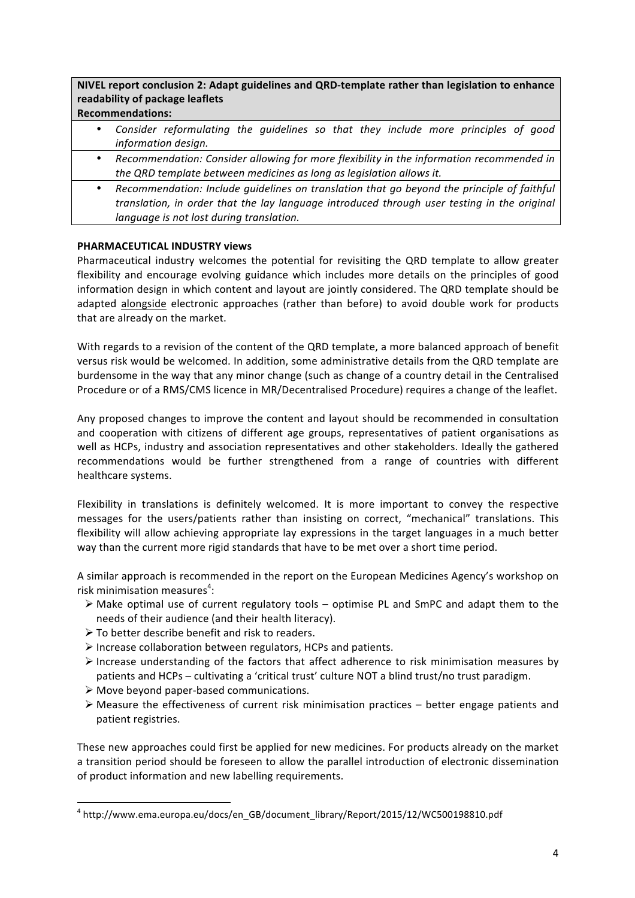| **NIVEL report conclusion 2: Adapt guidelines and QRD-template rather than legislation to enhance readability of package leaflets** **Recommendations:** |
| --- |
| • *Consider reformulating the guidelines so that they include more principles of good information design.* |
| • *Recommendation: Consider allowing for more flexibility in the information recommended in the QRD template between medicines as long as legislation allows it.* |
| • *Recommendation: Include guidelines on translation that go beyond the principle of faithful translation, in order that the lay language introduced through user testing in the original language is not lost during translation.* |

**PHARMACEUTICAL INDUSTRY views**

Pharmaceutical industry welcomes the potential for revisiting the QRD template to allow greater flexibility and encourage evolving guidance which includes more details on the principles of good information design in which content and layout are jointly considered. The QRD template should be adapted alongside electronic approaches (rather than before) to avoid double work for products that are already on the market.

With regards to a revision of the content of the QRD template, a more balanced approach of benefit versus risk would be welcomed. In addition, some administrative details from the QRD template are burdensome in the way that any minor change (such as change of a country detail in the Centralised Procedure or of a RMS/CMS licence in MR/Decentralised Procedure) requires a change of the leaflet.

Any proposed changes to improve the content and layout should be recommended in consultation and cooperation with citizens of different age groups, representatives of patient organisations as well as HCPs, industry and association representatives and other stakeholders. Ideally the gathered recommendations would be further strengthened from a range of countries with different healthcare systems.

Flexibility in translations is definitely welcomed. It is more important to convey the respective messages for the users/patients rather than insisting on correct, "mechanical" translations. This flexibility will allow achieving appropriate lay expressions in the target languages in a much better way than the current more rigid standards that have to be met over a short time period.

A similar approach is recommended in the report on the European Medicines Agency's workshop on risk minimisation measures[4]:

- Make optimal use of current regulatory tools – optimise PL and SmPC and adapt them to the needs of their audience (and their health literacy).
- To better describe benefit and risk to readers.
- Increase collaboration between regulators, HCPs and patients.
- Increase understanding of the factors that affect adherence to risk minimisation measures by patients and HCPs – cultivating a 'critical trust' culture NOT a blind trust/no trust paradigm.
- Move beyond paper-based communications.
- Measure the effectiveness of current risk minimisation practices – better engage patients and patient registries.

These new approaches could first be applied for new medicines. For products already on the market a transition period should be foreseen to allow the parallel introduction of electronic dissemination of product information and new labelling requirements.

[4] http://www.ema.europa.eu/docs/en_GB/document_library/Report/2015/12/WC500198810.pdf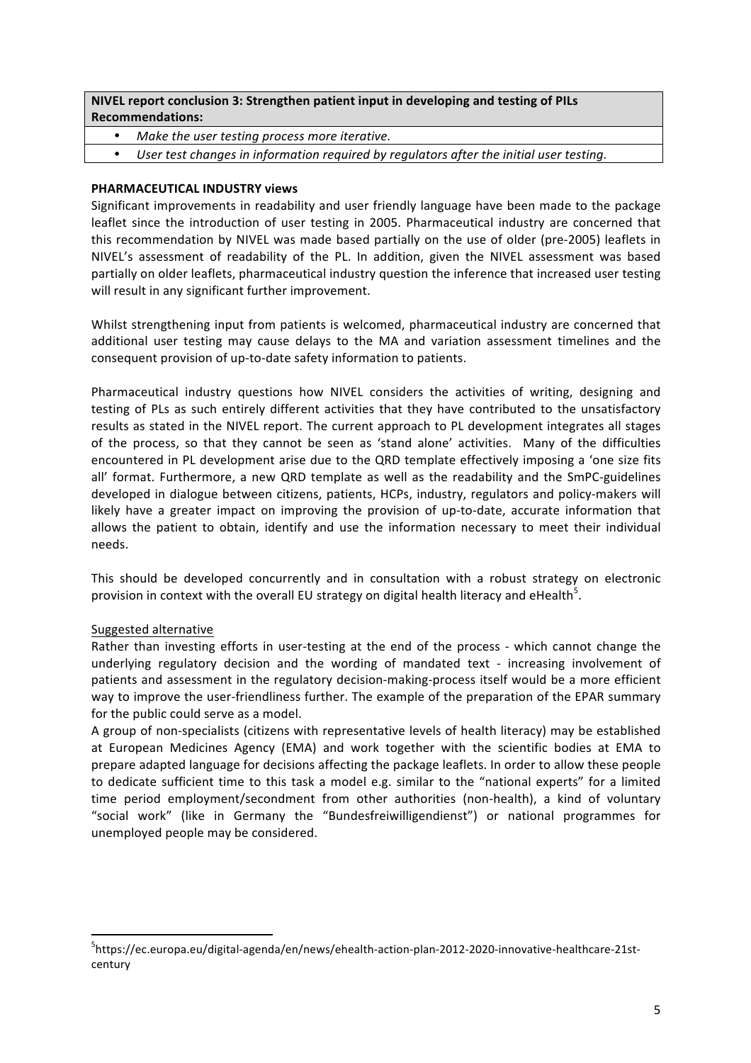| **NIVEL report conclusion 3: Strengthen patient input in developing and testing of PILs Recommendations:** |
| --- |
| • *Make the user testing process more iterative.* |
| • *User test changes in information required by regulators after the initial user testing.* |

**PHARMACEUTICAL INDUSTRY views**

Significant improvements in readability and user friendly language have been made to the package leaflet since the introduction of user testing in 2005. Pharmaceutical industry are concerned that this recommendation by NIVEL was made based partially on the use of older (pre-2005) leaflets in NIVEL's assessment of readability of the PL. In addition, given the NIVEL assessment was based partially on older leaflets, pharmaceutical industry question the inference that increased user testing will result in any significant further improvement.

Whilst strengthening input from patients is welcomed, pharmaceutical industry are concerned that additional user testing may cause delays to the MA and variation assessment timelines and the consequent provision of up-to-date safety information to patients.

Pharmaceutical industry questions how NIVEL considers the activities of writing, designing and testing of PLs as such entirely different activities that they have contributed to the unsatisfactory results as stated in the NIVEL report. The current approach to PL development integrates all stages of the process, so that they cannot be seen as 'stand alone' activities. Many of the difficulties encountered in PL development arise due to the QRD template effectively imposing a 'one size fits all' format. Furthermore, a new QRD template as well as the readability and the SmPC-guidelines developed in dialogue between citizens, patients, HCPs, industry, regulators and policy-makers will likely have a greater impact on improving the provision of up-to-date, accurate information that allows the patient to obtain, identify and use the information necessary to meet their individual needs.

This should be developed concurrently and in consultation with a robust strategy on electronic provision in context with the overall EU strategy on digital health literacy and eHealth[5].

Suggested alternative

Rather than investing efforts in user-testing at the end of the process - which cannot change the underlying regulatory decision and the wording of mandated text - increasing involvement of patients and assessment in the regulatory decision-making-process itself would be a more efficient way to improve the user-friendliness further. The example of the preparation of the EPAR summary for the public could serve as a model.

A group of non-specialists (citizens with representative levels of health literacy) may be established at European Medicines Agency (EMA) and work together with the scientific bodies at EMA to prepare adapted language for decisions affecting the package leaflets. In order to allow these people to dedicate sufficient time to this task a model e.g. similar to the "national experts" for a limited time period employment/secondment from other authorities (non-health), a kind of voluntary "social work" (like in Germany the "Bundesfreiwilligendienst") or national programmes for unemployed people may be considered.

---

[5] https://ec.europa.eu/digital-agenda/en/news/ehealth-action-plan-2012-2020-innovative-healthcare-21st-century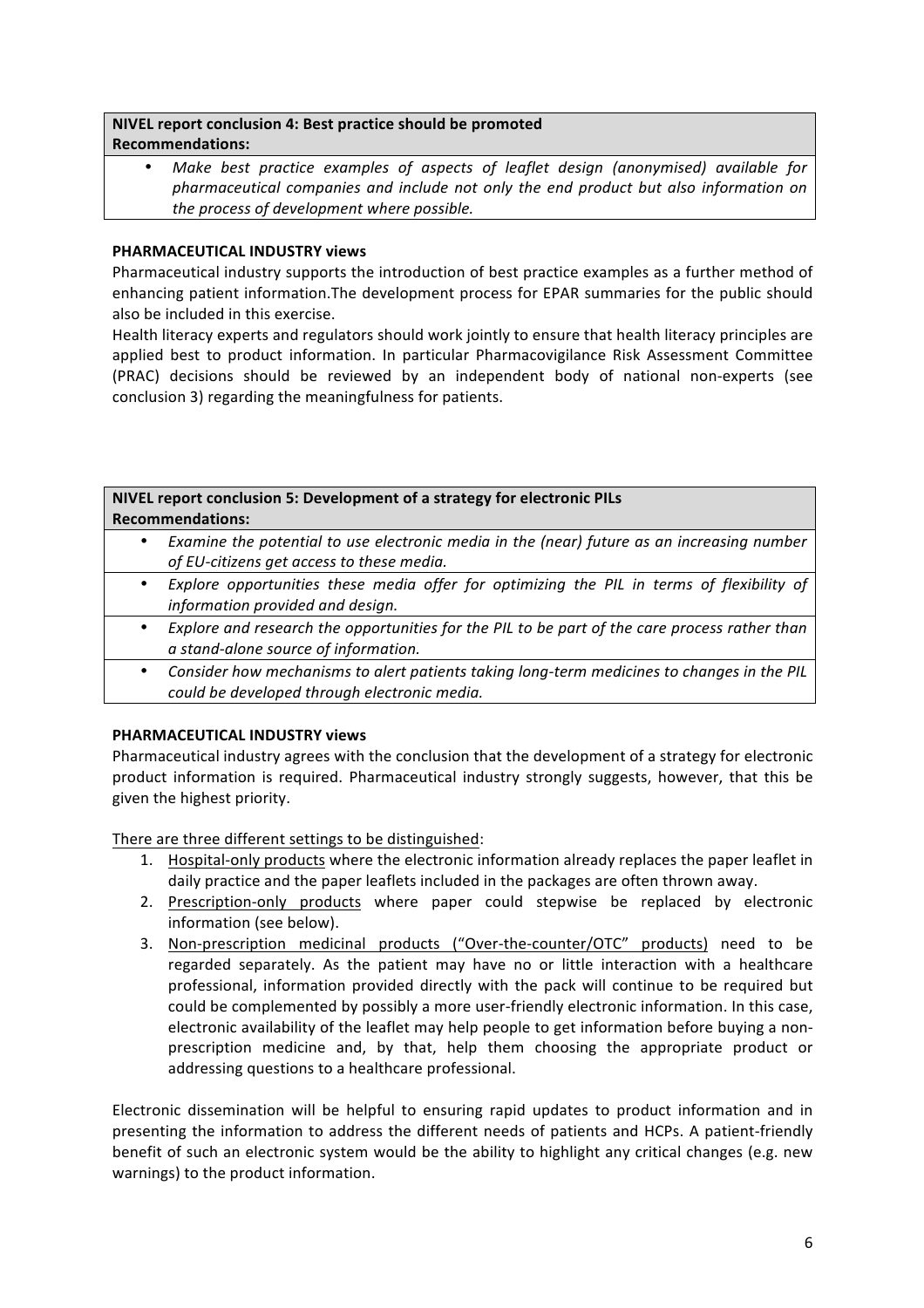| **NIVEL report conclusion 4: Best practice should be promoted**<br>**Recommendations:** |
|---|
| • *Make best practice examples of aspects of leaflet design (anonymised) available for pharmaceutical companies and include not only the end product but also information on the process of development where possible.* |

**PHARMACEUTICAL INDUSTRY views**

Pharmaceutical industry supports the introduction of best practice examples as a further method of enhancing patient information.The development process for EPAR summaries for the public should also be included in this exercise.

Health literacy experts and regulators should work jointly to ensure that health literacy principles are applied best to product information. In particular Pharmacovigilance Risk Assessment Committee (PRAC) decisions should be reviewed by an independent body of national non-experts (see conclusion 3) regarding the meaningfulness for patients.

| **NIVEL report conclusion 5: Development of a strategy for electronic PILs**<br>**Recommendations:** |
|---|
| • *Examine the potential to use electronic media in the (near) future as an increasing number of EU-citizens get access to these media.* |
| • *Explore opportunities these media offer for optimizing the PIL in terms of flexibility of information provided and design.* |
| • *Explore and research the opportunities for the PIL to be part of the care process rather than a stand-alone source of information.* |
| • *Consider how mechanisms to alert patients taking long-term medicines to changes in the PIL could be developed through electronic media.* |

**PHARMACEUTICAL INDUSTRY views**

Pharmaceutical industry agrees with the conclusion that the development of a strategy for electronic product information is required. Pharmaceutical industry strongly suggests, however, that this be given the highest priority.

<u>There are three different settings to be distinguished</u>:

1. <u>Hospital-only products</u> where the electronic information already replaces the paper leaflet in daily practice and the paper leaflets included in the packages are often thrown away.
2. <u>Prescription-only products</u> where paper could stepwise be replaced by electronic information (see below).
3. <u>Non-prescription medicinal products ("Over-the-counter/OTC" products)</u> need to be regarded separately. As the patient may have no or little interaction with a healthcare professional, information provided directly with the pack will continue to be required but could be complemented by possibly a more user-friendly electronic information. In this case, electronic availability of the leaflet may help people to get information before buying a non-prescription medicine and, by that, help them choosing the appropriate product or addressing questions to a healthcare professional.

Electronic dissemination will be helpful to ensuring rapid updates to product information and in presenting the information to address the different needs of patients and HCPs. A patient-friendly benefit of such an electronic system would be the ability to highlight any critical changes (e.g. new warnings) to the product information.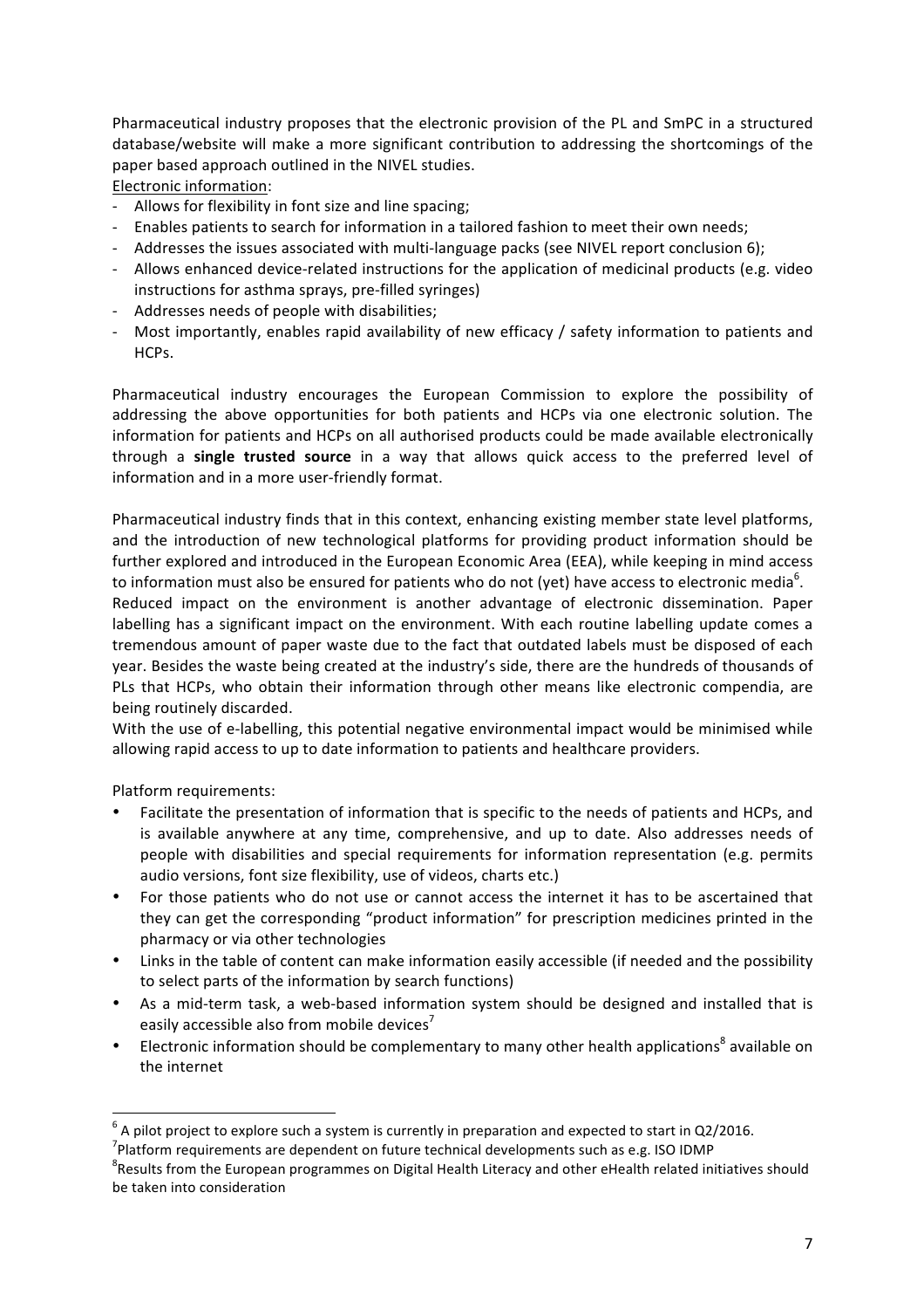Pharmaceutical industry proposes that the electronic provision of the PL and SmPC in a structured database/website will make a more significant contribution to addressing the shortcomings of the paper based approach outlined in the NIVEL studies.

Electronic information:

- Allows for flexibility in font size and line spacing;
- Enables patients to search for information in a tailored fashion to meet their own needs;
- Addresses the issues associated with multi-language packs (see NIVEL report conclusion 6);
- Allows enhanced device-related instructions for the application of medicinal products (e.g. video instructions for asthma sprays, pre-filled syringes)
- Addresses needs of people with disabilities;
- Most importantly, enables rapid availability of new efficacy / safety information to patients and HCPs.

Pharmaceutical industry encourages the European Commission to explore the possibility of addressing the above opportunities for both patients and HCPs via one electronic solution. The information for patients and HCPs on all authorised products could be made available electronically through a **single trusted source** in a way that allows quick access to the preferred level of information and in a more user-friendly format.

Pharmaceutical industry finds that in this context, enhancing existing member state level platforms, and the introduction of new technological platforms for providing product information should be further explored and introduced in the European Economic Area (EEA), while keeping in mind access to information must also be ensured for patients who do not (yet) have access to electronic media[6].

Reduced impact on the environment is another advantage of electronic dissemination. Paper labelling has a significant impact on the environment. With each routine labelling update comes a tremendous amount of paper waste due to the fact that outdated labels must be disposed of each year. Besides the waste being created at the industry's side, there are the hundreds of thousands of PLs that HCPs, who obtain their information through other means like electronic compendia, are being routinely discarded.

With the use of e-labelling, this potential negative environmental impact would be minimised while allowing rapid access to up to date information to patients and healthcare providers.

Platform requirements:

- Facilitate the presentation of information that is specific to the needs of patients and HCPs, and is available anywhere at any time, comprehensive, and up to date. Also addresses needs of people with disabilities and special requirements for information representation (e.g. permits audio versions, font size flexibility, use of videos, charts etc.)
- For those patients who do not use or cannot access the internet it has to be ascertained that they can get the corresponding "product information" for prescription medicines printed in the pharmacy or via other technologies
- Links in the table of content can make information easily accessible (if needed and the possibility to select parts of the information by search functions)
- As a mid-term task, a web-based information system should be designed and installed that is easily accessible also from mobile devices[7]
- Electronic information should be complementary to many other health applications[8] available on the internet

---

[6] A pilot project to explore such a system is currently in preparation and expected to start in Q2/2016.

[7] Platform requirements are dependent on future technical developments such as e.g. ISO IDMP

[8] Results from the European programmes on Digital Health Literacy and other eHealth related initiatives should be taken into consideration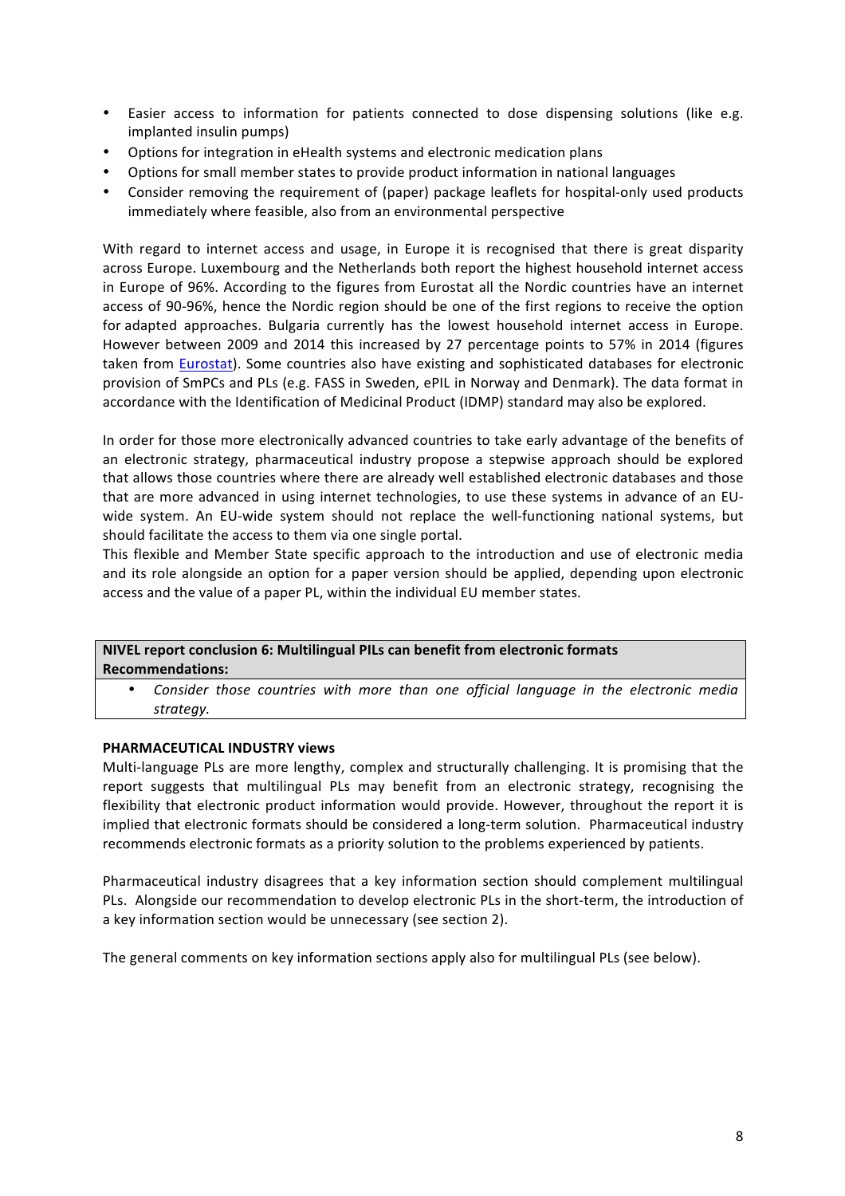- Easier access to information for patients connected to dose dispensing solutions (like e.g. implanted insulin pumps)
- Options for integration in eHealth systems and electronic medication plans
- Options for small member states to provide product information in national languages
- Consider removing the requirement of (paper) package leaflets for hospital-only used products immediately where feasible, also from an environmental perspective

With regard to internet access and usage, in Europe it is recognised that there is great disparity across Europe. Luxembourg and the Netherlands both report the highest household internet access in Europe of 96%. According to the figures from Eurostat all the Nordic countries have an internet access of 90-96%, hence the Nordic region should be one of the first regions to receive the option for adapted approaches. Bulgaria currently has the lowest household internet access in Europe. However between 2009 and 2014 this increased by 27 percentage points to 57% in 2014 (figures taken from Eurostat). Some countries also have existing and sophisticated databases for electronic provision of SmPCs and PLs (e.g. FASS in Sweden, ePIL in Norway and Denmark). The data format in accordance with the Identification of Medicinal Product (IDMP) standard may also be explored.

In order for those more electronically advanced countries to take early advantage of the benefits of an electronic strategy, pharmaceutical industry propose a stepwise approach should be explored that allows those countries where there are already well established electronic databases and those that are more advanced in using internet technologies, to use these systems in advance of an EU-wide system. An EU-wide system should not replace the well-functioning national systems, but should facilitate the access to them via one single portal.
This flexible and Member State specific approach to the introduction and use of electronic media and its role alongside an option for a paper version should be applied, depending upon electronic access and the value of a paper PL, within the individual EU member states.

| **NIVEL report conclusion 6: Multilingual PILs can benefit from electronic formats**<br>**Recommendations:** |
|---|
| • *Consider those countries with more than one official language in the electronic media strategy.* |

**PHARMACEUTICAL INDUSTRY views**
Multi-language PLs are more lengthy, complex and structurally challenging. It is promising that the report suggests that multilingual PLs may benefit from an electronic strategy, recognising the flexibility that electronic product information would provide. However, throughout the report it is implied that electronic formats should be considered a long-term solution. Pharmaceutical industry recommends electronic formats as a priority solution to the problems experienced by patients.

Pharmaceutical industry disagrees that a key information section should complement multilingual PLs. Alongside our recommendation to develop electronic PLs in the short-term, the introduction of a key information section would be unnecessary (see section 2).

The general comments on key information sections apply also for multilingual PLs (see below).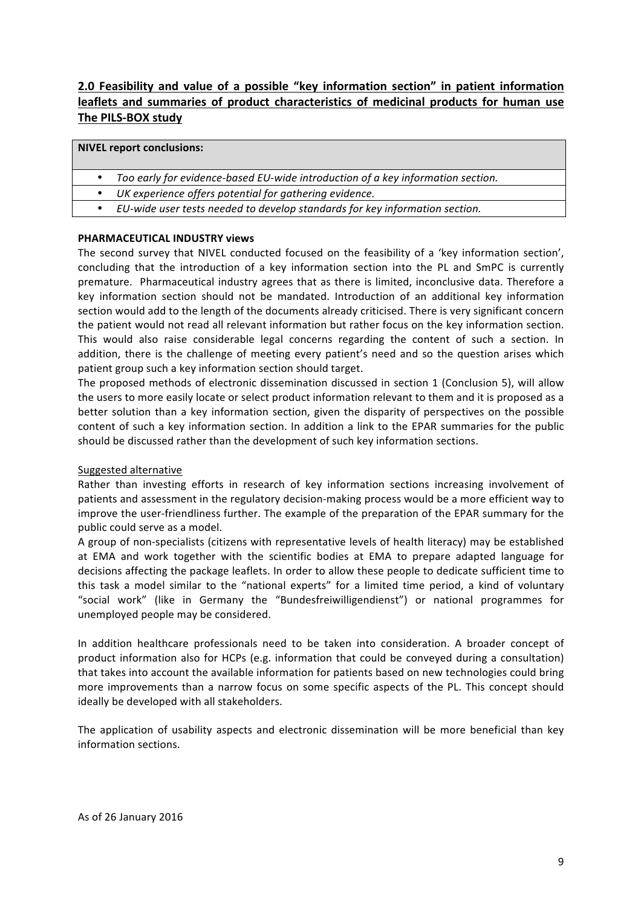## 2.0 Feasibility and value of a possible "key information section" in patient information leaflets and summaries of product characteristics of medicinal products for human use The PILS-BOX study

| **NIVEL report conclusions:** |
|---|
| • *Too early for evidence-based EU-wide introduction of a key information section.* |
| • *UK experience offers potential for gathering evidence.* |
| • *EU-wide user tests needed to develop standards for key information section.* |

**PHARMACEUTICAL INDUSTRY views**

The second survey that NIVEL conducted focused on the feasibility of a 'key information section', concluding that the introduction of a key information section into the PL and SmPC is currently premature. Pharmaceutical industry agrees that as there is limited, inconclusive data. Therefore a key information section should not be mandated. Introduction of an additional key information section would add to the length of the documents already criticised. There is very significant concern the patient would not read all relevant information but rather focus on the key information section. This would also raise considerable legal concerns regarding the content of such a section. In addition, there is the challenge of meeting every patient's need and so the question arises which patient group such a key information section should target.

The proposed methods of electronic dissemination discussed in section 1 (Conclusion 5), will allow the users to more easily locate or select product information relevant to them and it is proposed as a better solution than a key information section, given the disparity of perspectives on the possible content of such a key information section. In addition a link to the EPAR summaries for the public should be discussed rather than the development of such key information sections.

Suggested alternative

Rather than investing efforts in research of key information sections increasing involvement of patients and assessment in the regulatory decision-making process would be a more efficient way to improve the user-friendliness further. The example of the preparation of the EPAR summary for the public could serve as a model.

A group of non-specialists (citizens with representative levels of health literacy) may be established at EMA and work together with the scientific bodies at EMA to prepare adapted language for decisions affecting the package leaflets. In order to allow these people to dedicate sufficient time to this task a model similar to the "national experts" for a limited time period, a kind of voluntary "social work" (like in Germany the "Bundesfreiwilligendienst") or national programmes for unemployed people may be considered.

In addition healthcare professionals need to be taken into consideration. A broader concept of product information also for HCPs (e.g. information that could be conveyed during a consultation) that takes into account the available information for patients based on new technologies could bring more improvements than a narrow focus on some specific aspects of the PL. This concept should ideally be developed with all stakeholders.

The application of usability aspects and electronic dissemination will be more beneficial than key information sections.

As of 26 January 2016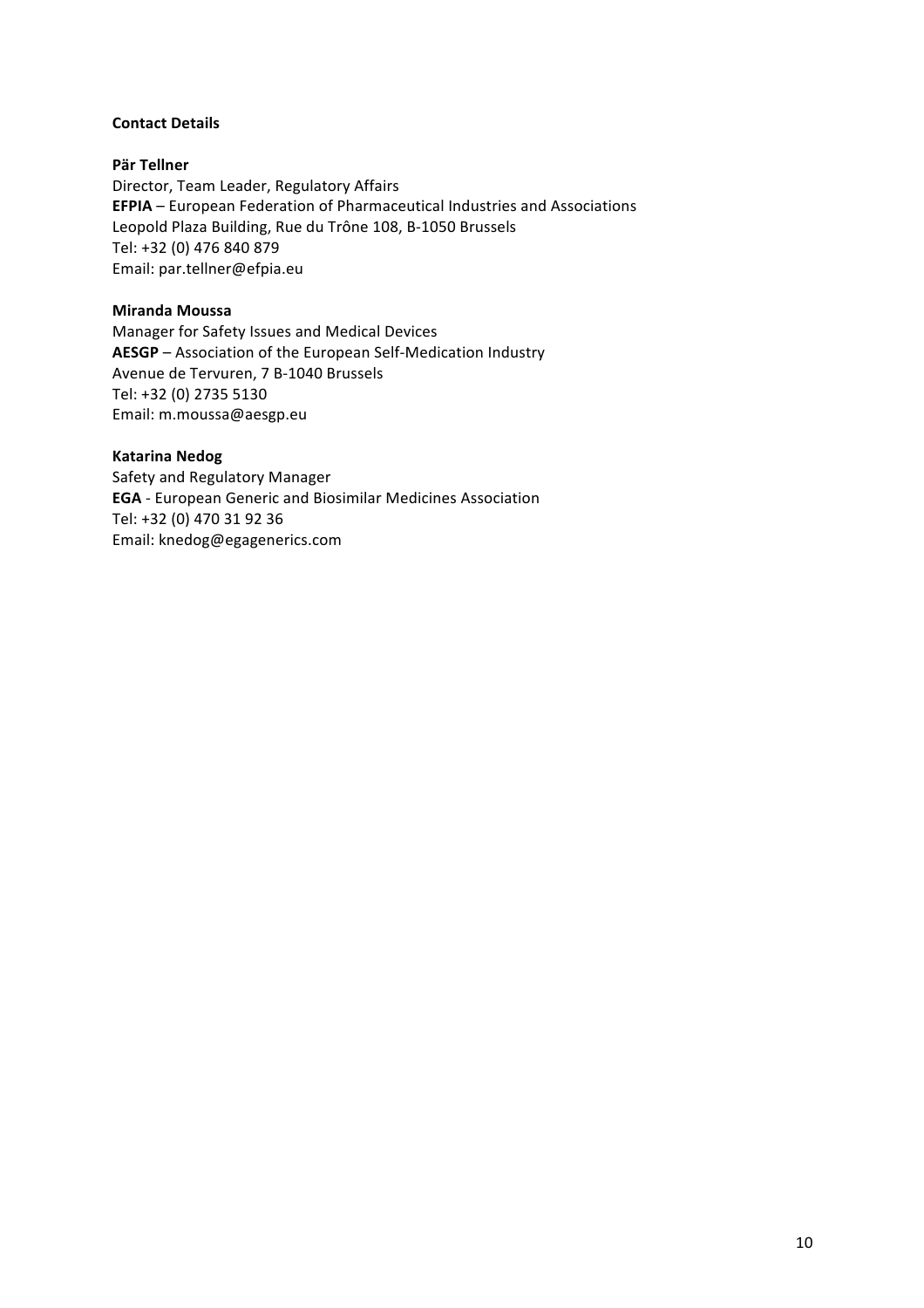**Contact Details**

**Pär Tellner**
Director, Team Leader, Regulatory Affairs
**EFPIA** – European Federation of Pharmaceutical Industries and Associations
Leopold Plaza Building, Rue du Trône 108, B-1050 Brussels
Tel: +32 (0) 476 840 879
Email: par.tellner@efpia.eu

**Miranda Moussa**
Manager for Safety Issues and Medical Devices
**AESGP** – Association of the European Self-Medication Industry
Avenue de Tervuren, 7 B-1040 Brussels
Tel: +32 (0) 2735 5130
Email: m.moussa@aesgp.eu

**Katarina Nedog**
Safety and Regulatory Manager
**EGA** - European Generic and Biosimilar Medicines Association
Tel: +32 (0) 470 31 92 36
Email: knedog@egagenerics.com